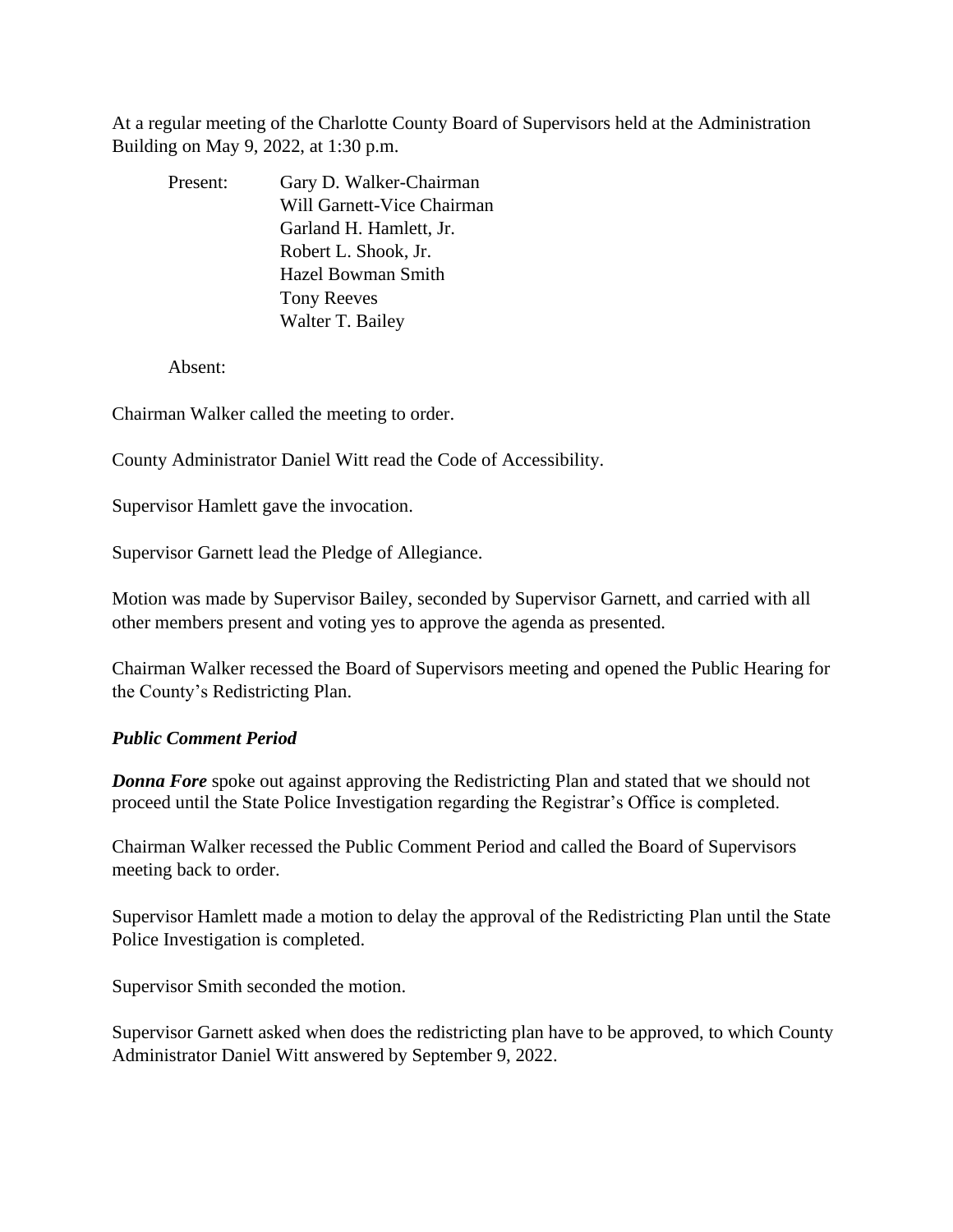At a regular meeting of the Charlotte County Board of Supervisors held at the Administration Building on May 9, 2022, at 1:30 p.m.

Present: Gary D. Walker-Chairman
Will Garnett-Vice Chairman
Garland H. Hamlett, Jr.
Robert L. Shook, Jr.
Hazel Bowman Smith
Tony Reeves
Walter T. Bailey

Absent:

Chairman Walker called the meeting to order.

County Administrator Daniel Witt read the Code of Accessibility.

Supervisor Hamlett gave the invocation.

Supervisor Garnett lead the Pledge of Allegiance.

Motion was made by Supervisor Bailey, seconded by Supervisor Garnett, and carried with all other members present and voting yes to approve the agenda as presented.

Chairman Walker recessed the Board of Supervisors meeting and opened the Public Hearing for the County's Redistricting Plan.

***Public Comment Period***

***Donna Fore*** spoke out against approving the Redistricting Plan and stated that we should not proceed until the State Police Investigation regarding the Registrar's Office is completed.

Chairman Walker recessed the Public Comment Period and called the Board of Supervisors meeting back to order.

Supervisor Hamlett made a motion to delay the approval of the Redistricting Plan until the State Police Investigation is completed.

Supervisor Smith seconded the motion.

Supervisor Garnett asked when does the redistricting plan have to be approved, to which County Administrator Daniel Witt answered by September 9, 2022.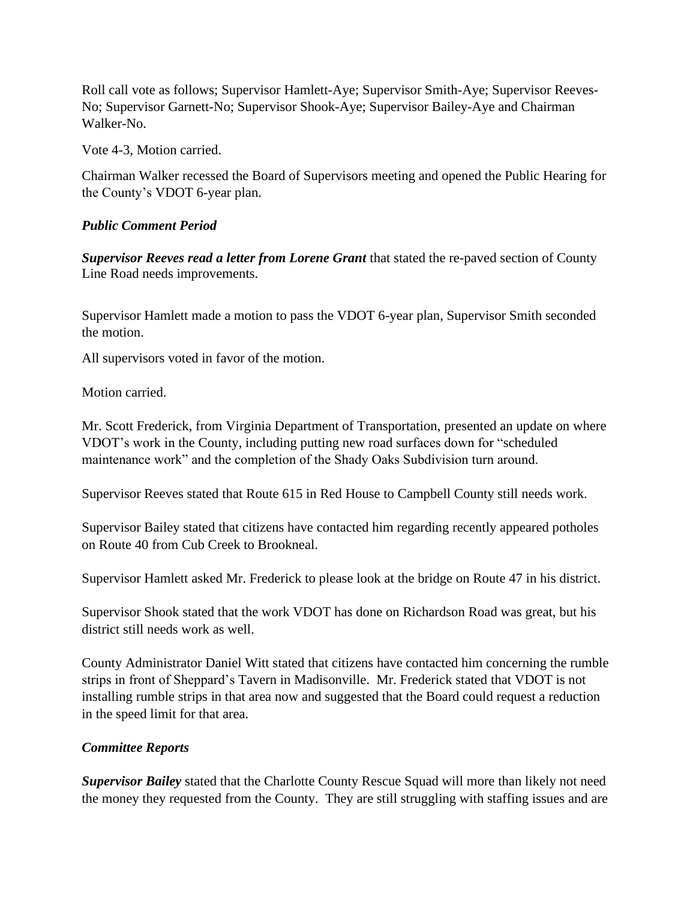Roll call vote as follows; Supervisor Hamlett-Aye; Supervisor Smith-Aye; Supervisor Reeves-No; Supervisor Garnett-No; Supervisor Shook-Aye; Supervisor Bailey-Aye and Chairman Walker-No.

Vote 4-3, Motion carried.

Chairman Walker recessed the Board of Supervisors meeting and opened the Public Hearing for the County's VDOT 6-year plan.

### *Public Comment Period*

***Supervisor Reeves read a letter from Lorene Grant*** that stated the re-paved section of County Line Road needs improvements.

Supervisor Hamlett made a motion to pass the VDOT 6-year plan, Supervisor Smith seconded the motion.

All supervisors voted in favor of the motion.

Motion carried.

Mr. Scott Frederick, from Virginia Department of Transportation, presented an update on where VDOT's work in the County, including putting new road surfaces down for "scheduled maintenance work" and the completion of the Shady Oaks Subdivision turn around.

Supervisor Reeves stated that Route 615 in Red House to Campbell County still needs work.

Supervisor Bailey stated that citizens have contacted him regarding recently appeared potholes on Route 40 from Cub Creek to Brookneal.

Supervisor Hamlett asked Mr. Frederick to please look at the bridge on Route 47 in his district.

Supervisor Shook stated that the work VDOT has done on Richardson Road was great, but his district still needs work as well.

County Administrator Daniel Witt stated that citizens have contacted him concerning the rumble strips in front of Sheppard's Tavern in Madisonville. Mr. Frederick stated that VDOT is not installing rumble strips in that area now and suggested that the Board could request a reduction in the speed limit for that area.

### *Committee Reports*

***Supervisor Bailey*** stated that the Charlotte County Rescue Squad will more than likely not need the money they requested from the County. They are still struggling with staffing issues and are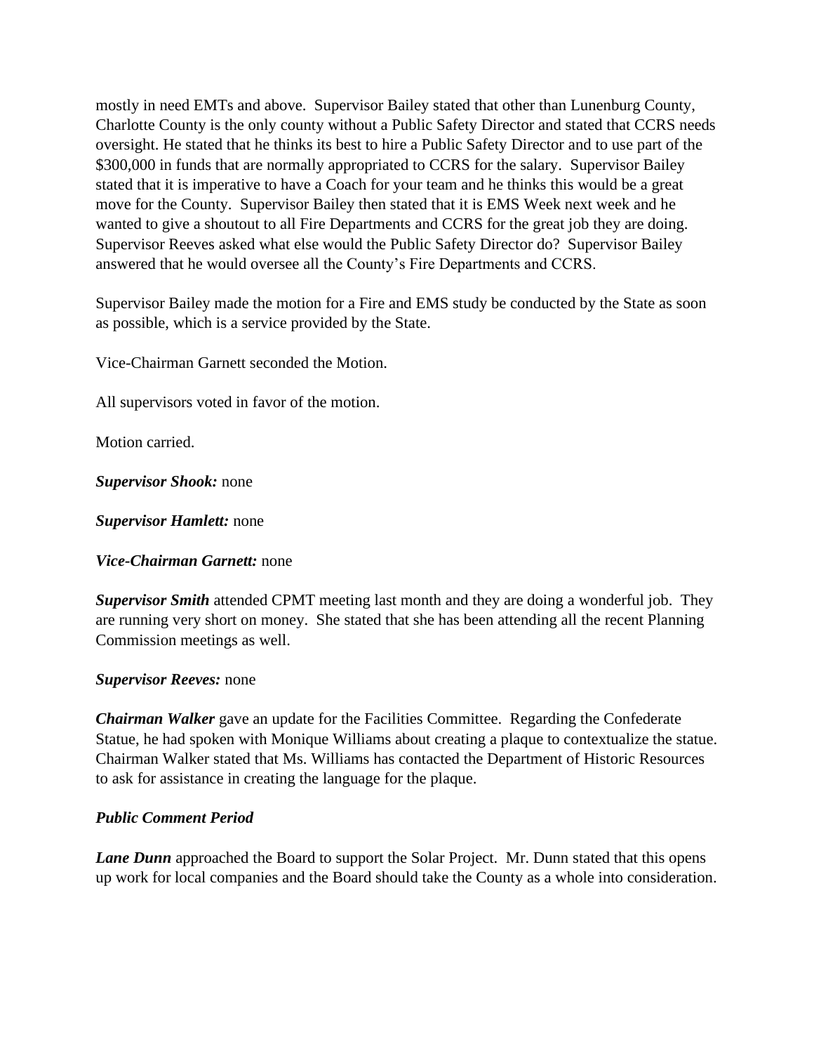mostly in need EMTs and above. Supervisor Bailey stated that other than Lunenburg County, Charlotte County is the only county without a Public Safety Director and stated that CCRS needs oversight. He stated that he thinks its best to hire a Public Safety Director and to use part of the $300,000 in funds that are normally appropriated to CCRS for the salary. Supervisor Bailey stated that it is imperative to have a Coach for your team and he thinks this would be a great move for the County. Supervisor Bailey then stated that it is EMS Week next week and he wanted to give a shoutout to all Fire Departments and CCRS for the great job they are doing. Supervisor Reeves asked what else would the Public Safety Director do? Supervisor Bailey answered that he would oversee all the County's Fire Departments and CCRS.

Supervisor Bailey made the motion for a Fire and EMS study be conducted by the State as soon as possible, which is a service provided by the State.

Vice-Chairman Garnett seconded the Motion.

All supervisors voted in favor of the motion.

Motion carried.

***Supervisor Shook:*** none

***Supervisor Hamlett:*** none

***Vice-Chairman Garnett:*** none

***Supervisor Smith*** attended CPMT meeting last month and they are doing a wonderful job. They are running very short on money. She stated that she has been attending all the recent Planning Commission meetings as well.

***Supervisor Reeves:*** none

***Chairman Walker*** gave an update for the Facilities Committee. Regarding the Confederate Statue, he had spoken with Monique Williams about creating a plaque to contextualize the statue. Chairman Walker stated that Ms. Williams has contacted the Department of Historic Resources to ask for assistance in creating the language for the plaque.

***Public Comment Period***

***Lane Dunn*** approached the Board to support the Solar Project. Mr. Dunn stated that this opens up work for local companies and the Board should take the County as a whole into consideration.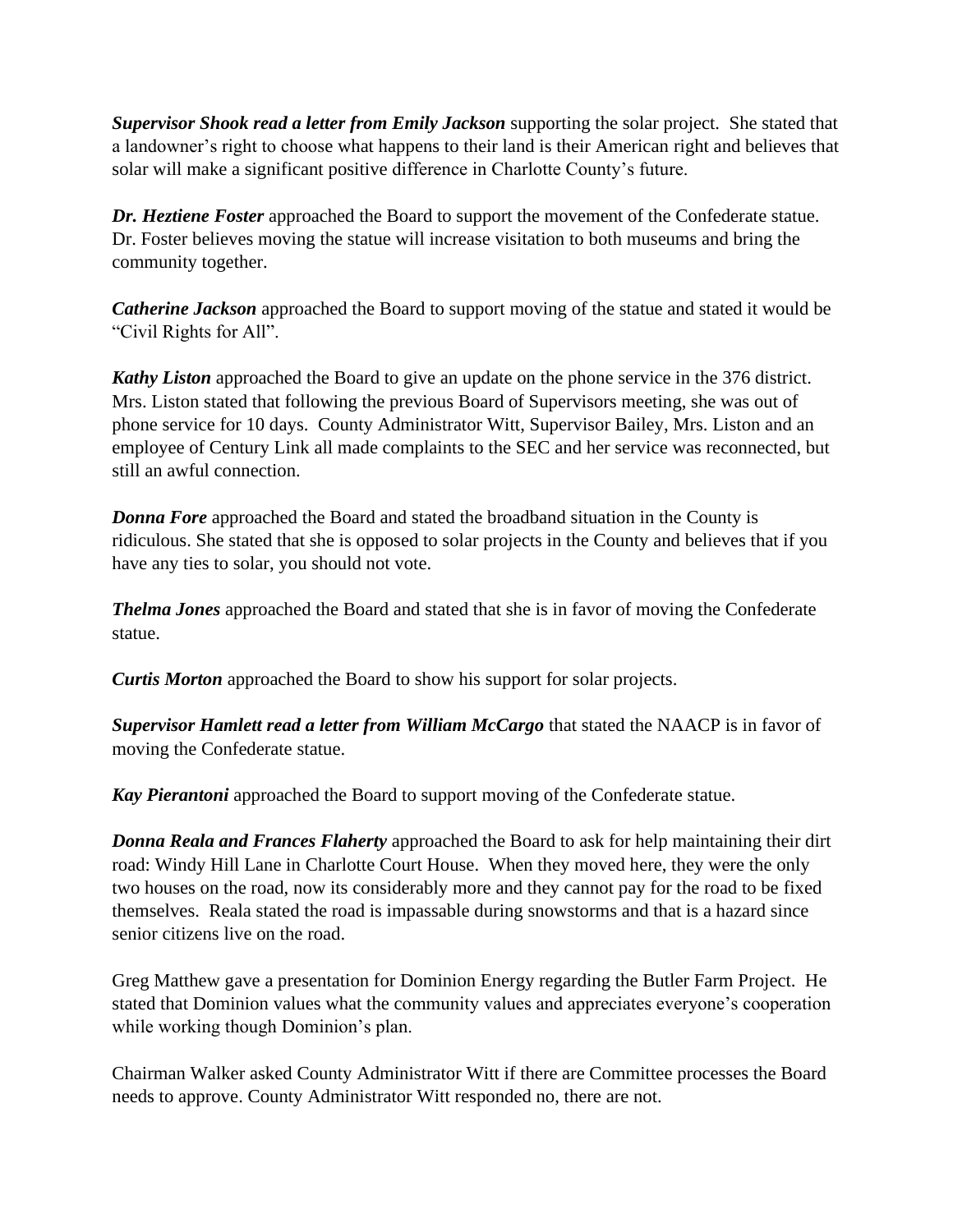***Supervisor Shook read a letter from Emily Jackson*** supporting the solar project. She stated that a landowner's right to choose what happens to their land is their American right and believes that solar will make a significant positive difference in Charlotte County's future.

***Dr. Heztiene Foster*** approached the Board to support the movement of the Confederate statue. Dr. Foster believes moving the statue will increase visitation to both museums and bring the community together.

***Catherine Jackson*** approached the Board to support moving of the statue and stated it would be "Civil Rights for All".

***Kathy Liston*** approached the Board to give an update on the phone service in the 376 district. Mrs. Liston stated that following the previous Board of Supervisors meeting, she was out of phone service for 10 days. County Administrator Witt, Supervisor Bailey, Mrs. Liston and an employee of Century Link all made complaints to the SEC and her service was reconnected, but still an awful connection.

***Donna Fore*** approached the Board and stated the broadband situation in the County is ridiculous. She stated that she is opposed to solar projects in the County and believes that if you have any ties to solar, you should not vote.

***Thelma Jones*** approached the Board and stated that she is in favor of moving the Confederate statue.

***Curtis Morton*** approached the Board to show his support for solar projects.

***Supervisor Hamlett read a letter from William McCargo*** that stated the NAACP is in favor of moving the Confederate statue.

***Kay Pierantoni*** approached the Board to support moving of the Confederate statue.

***Donna Reala and Frances Flaherty*** approached the Board to ask for help maintaining their dirt road: Windy Hill Lane in Charlotte Court House. When they moved here, they were the only two houses on the road, now its considerably more and they cannot pay for the road to be fixed themselves. Reala stated the road is impassable during snowstorms and that is a hazard since senior citizens live on the road.

Greg Matthew gave a presentation for Dominion Energy regarding the Butler Farm Project. He stated that Dominion values what the community values and appreciates everyone's cooperation while working though Dominion's plan.

Chairman Walker asked County Administrator Witt if there are Committee processes the Board needs to approve. County Administrator Witt responded no, there are not.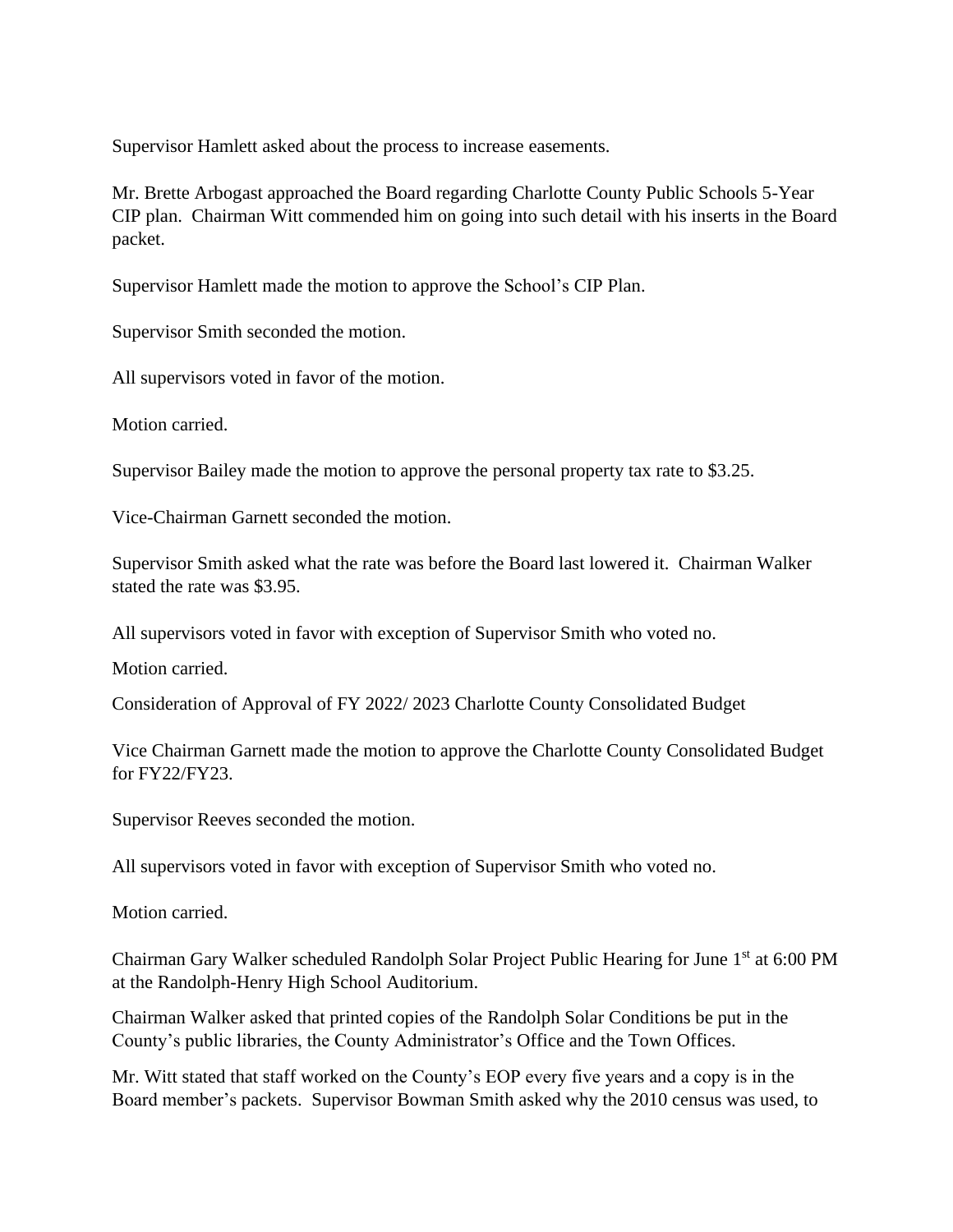Supervisor Hamlett asked about the process to increase easements.

Mr. Brette Arbogast approached the Board regarding Charlotte County Public Schools 5-Year CIP plan. Chairman Witt commended him on going into such detail with his inserts in the Board packet.

Supervisor Hamlett made the motion to approve the School's CIP Plan.

Supervisor Smith seconded the motion.

All supervisors voted in favor of the motion.

Motion carried.

Supervisor Bailey made the motion to approve the personal property tax rate to $3.25.

Vice-Chairman Garnett seconded the motion.

Supervisor Smith asked what the rate was before the Board last lowered it. Chairman Walker stated the rate was $3.95.

All supervisors voted in favor with exception of Supervisor Smith who voted no.

Motion carried.

Consideration of Approval of FY 2022/ 2023 Charlotte County Consolidated Budget

Vice Chairman Garnett made the motion to approve the Charlotte County Consolidated Budget for FY22/FY23.

Supervisor Reeves seconded the motion.

All supervisors voted in favor with exception of Supervisor Smith who voted no.

Motion carried.

Chairman Gary Walker scheduled Randolph Solar Project Public Hearing for June 1st at 6:00 PM at the Randolph-Henry High School Auditorium.

Chairman Walker asked that printed copies of the Randolph Solar Conditions be put in the County's public libraries, the County Administrator's Office and the Town Offices.

Mr. Witt stated that staff worked on the County's EOP every five years and a copy is in the Board member's packets. Supervisor Bowman Smith asked why the 2010 census was used, to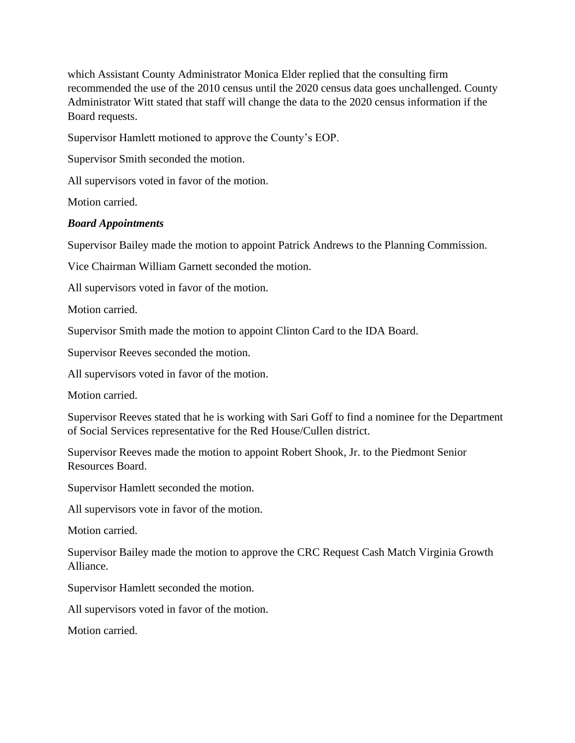which Assistant County Administrator Monica Elder replied that the consulting firm recommended the use of the 2010 census until the 2020 census data goes unchallenged. County Administrator Witt stated that staff will change the data to the 2020 census information if the Board requests.

Supervisor Hamlett motioned to approve the County's EOP.

Supervisor Smith seconded the motion.

All supervisors voted in favor of the motion.

Motion carried.

***Board Appointments***

Supervisor Bailey made the motion to appoint Patrick Andrews to the Planning Commission.

Vice Chairman William Garnett seconded the motion.

All supervisors voted in favor of the motion.

Motion carried.

Supervisor Smith made the motion to appoint Clinton Card to the IDA Board.

Supervisor Reeves seconded the motion.

All supervisors voted in favor of the motion.

Motion carried.

Supervisor Reeves stated that he is working with Sari Goff to find a nominee for the Department of Social Services representative for the Red House/Cullen district.

Supervisor Reeves made the motion to appoint Robert Shook, Jr. to the Piedmont Senior Resources Board.

Supervisor Hamlett seconded the motion.

All supervisors vote in favor of the motion.

Motion carried.

Supervisor Bailey made the motion to approve the CRC Request Cash Match Virginia Growth Alliance.

Supervisor Hamlett seconded the motion.

All supervisors voted in favor of the motion.

Motion carried.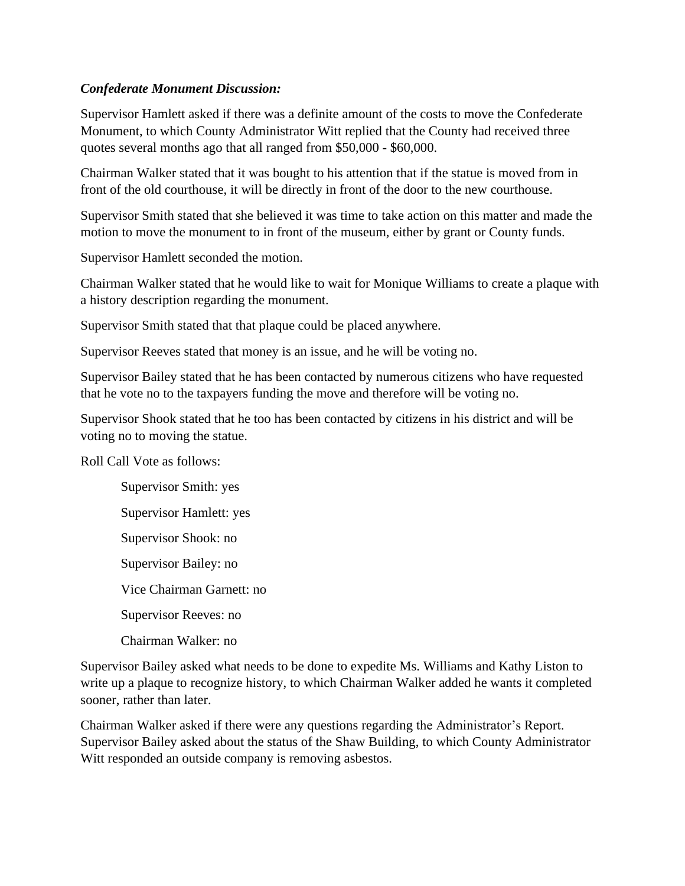***Confederate Monument Discussion:***

Supervisor Hamlett asked if there was a definite amount of the costs to move the Confederate Monument, to which County Administrator Witt replied that the County had received three quotes several months ago that all ranged from $50,000 - $60,000.

Chairman Walker stated that it was bought to his attention that if the statue is moved from in front of the old courthouse, it will be directly in front of the door to the new courthouse.

Supervisor Smith stated that she believed it was time to take action on this matter and made the motion to move the monument to in front of the museum, either by grant or County funds.

Supervisor Hamlett seconded the motion.

Chairman Walker stated that he would like to wait for Monique Williams to create a plaque with a history description regarding the monument.

Supervisor Smith stated that that plaque could be placed anywhere.

Supervisor Reeves stated that money is an issue, and he will be voting no.

Supervisor Bailey stated that he has been contacted by numerous citizens who have requested that he vote no to the taxpayers funding the move and therefore will be voting no.

Supervisor Shook stated that he too has been contacted by citizens in his district and will be voting no to moving the statue.

Roll Call Vote as follows:

Supervisor Smith: yes

Supervisor Hamlett: yes

Supervisor Shook: no

Supervisor Bailey: no

Vice Chairman Garnett: no

Supervisor Reeves: no

Chairman Walker: no

Supervisor Bailey asked what needs to be done to expedite Ms. Williams and Kathy Liston to write up a plaque to recognize history, to which Chairman Walker added he wants it completed sooner, rather than later.

Chairman Walker asked if there were any questions regarding the Administrator's Report. Supervisor Bailey asked about the status of the Shaw Building, to which County Administrator Witt responded an outside company is removing asbestos.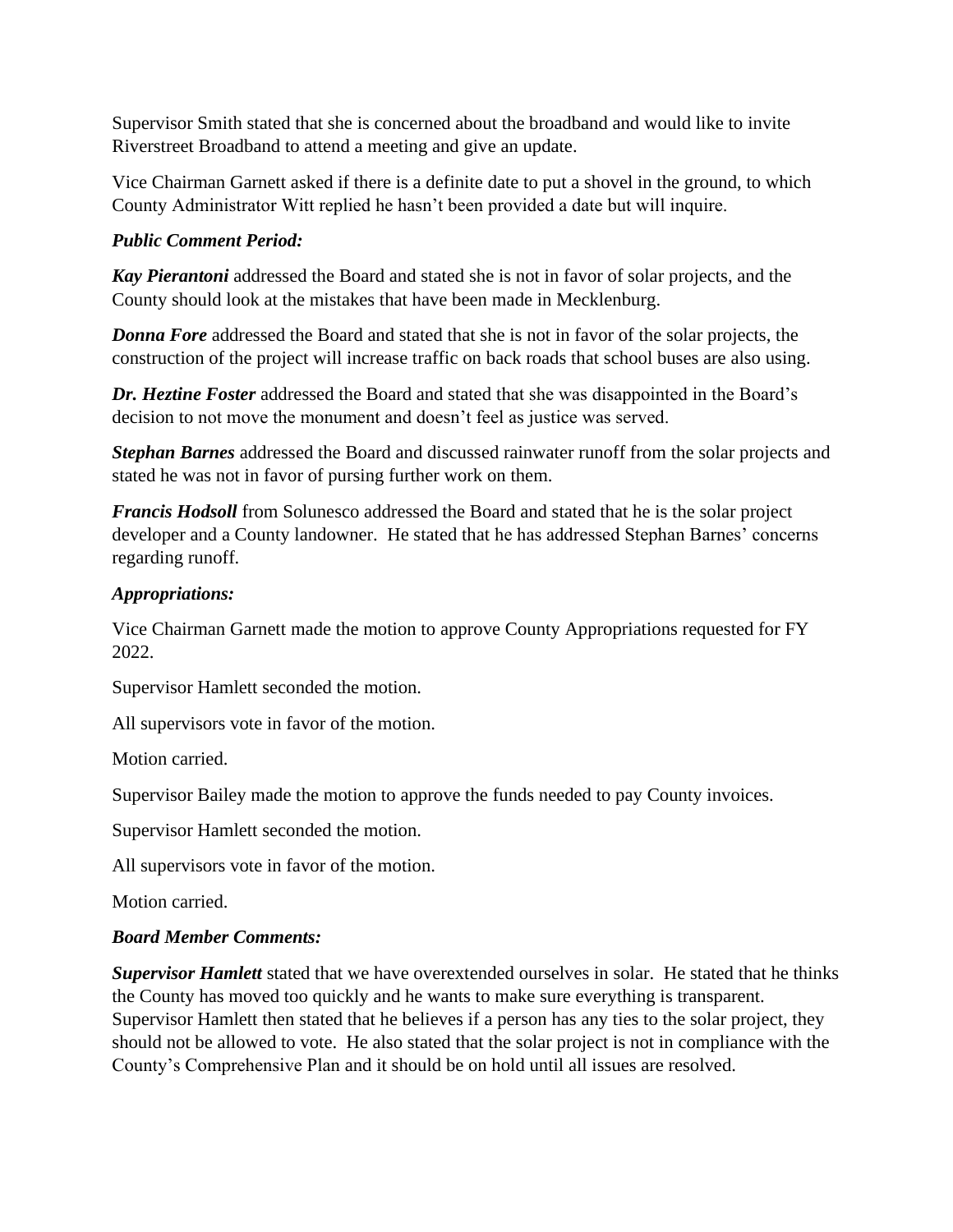Supervisor Smith stated that she is concerned about the broadband and would like to invite Riverstreet Broadband to attend a meeting and give an update.

Vice Chairman Garnett asked if there is a definite date to put a shovel in the ground, to which County Administrator Witt replied he hasn't been provided a date but will inquire.

***Public Comment Period:***

***Kay Pierantoni*** addressed the Board and stated she is not in favor of solar projects, and the County should look at the mistakes that have been made in Mecklenburg.

***Donna Fore*** addressed the Board and stated that she is not in favor of the solar projects, the construction of the project will increase traffic on back roads that school buses are also using.

***Dr. Heztine Foster*** addressed the Board and stated that she was disappointed in the Board's decision to not move the monument and doesn't feel as justice was served.

***Stephan Barnes*** addressed the Board and discussed rainwater runoff from the solar projects and stated he was not in favor of pursing further work on them.

***Francis Hodsoll*** from Solunesco addressed the Board and stated that he is the solar project developer and a County landowner. He stated that he has addressed Stephan Barnes' concerns regarding runoff.

***Appropriations:***

Vice Chairman Garnett made the motion to approve County Appropriations requested for FY 2022.

Supervisor Hamlett seconded the motion.

All supervisors vote in favor of the motion.

Motion carried.

Supervisor Bailey made the motion to approve the funds needed to pay County invoices.

Supervisor Hamlett seconded the motion.

All supervisors vote in favor of the motion.

Motion carried.

***Board Member Comments:***

***Supervisor Hamlett*** stated that we have overextended ourselves in solar. He stated that he thinks the County has moved too quickly and he wants to make sure everything is transparent. Supervisor Hamlett then stated that he believes if a person has any ties to the solar project, they should not be allowed to vote. He also stated that the solar project is not in compliance with the County's Comprehensive Plan and it should be on hold until all issues are resolved.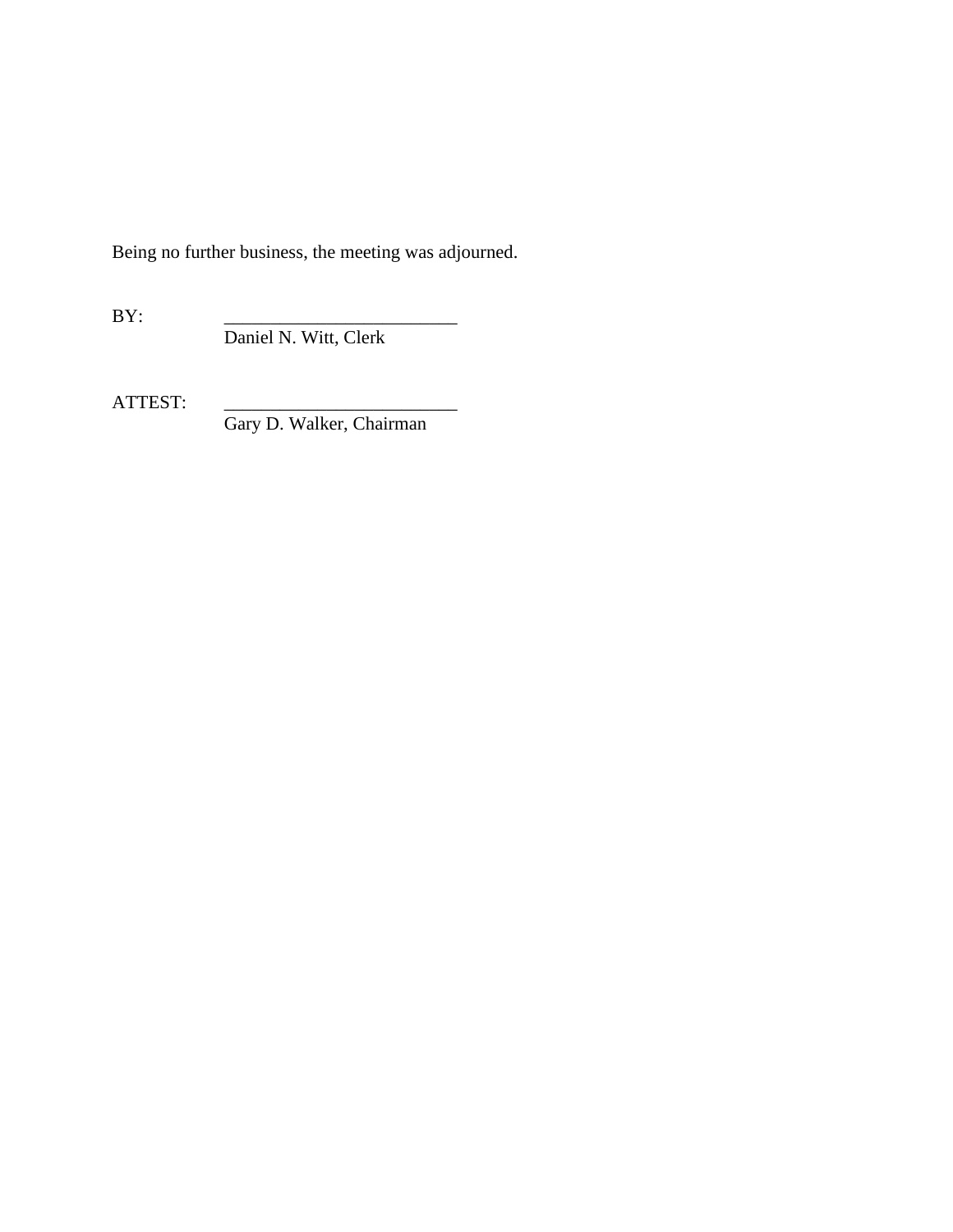Being no further business, the meeting was adjourned.

BY: _________________________
Daniel N. Witt, Clerk

ATTEST: _________________________
Gary D. Walker, Chairman